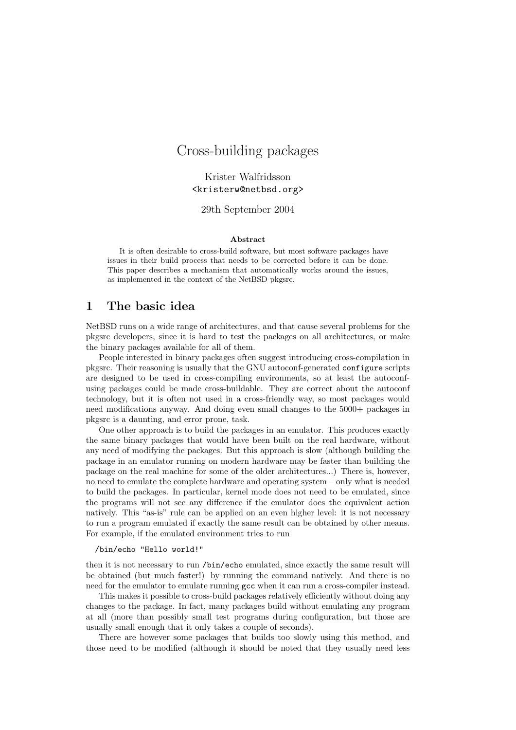# Cross-building packages

Krister Walfridsson
<kristerw@netbsd.org>

29th September 2004

**Abstract**

It is often desirable to cross-build software, but most software packages have issues in their build process that needs to be corrected before it can be done. This paper describes a mechanism that automatically works around the issues, as implemented in the context of the NetBSD pkgsrc.

## 1 The basic idea

NetBSD runs on a wide range of architectures, and that cause several problems for the pkgsrc developers, since it is hard to test the packages on all architectures, or make the binary packages available for all of them.

People interested in binary packages often suggest introducing cross-compilation in pkgsrc. Their reasoning is usually that the GNU autoconf-generated `configure` scripts are designed to be used in cross-compiling environments, so at least the autoconf-using packages could be made cross-buildable. They are correct about the autoconf technology, but it is often not used in a cross-friendly way, so most packages would need modifications anyway. And doing even small changes to the 5000+ packages in pkgsrc is a daunting, and error prone, task.

One other approach is to build the packages in an emulator. This produces exactly the same binary packages that would have been built on the real hardware, without any need of modifying the packages. But this approach is slow (although building the package in an emulator running on modern hardware may be faster than building the package on the real machine for some of the older architectures...) There is, however, no need to emulate the complete hardware and operating system – only what is needed to build the packages. In particular, kernel mode does not need to be emulated, since the programs will not see any difference if the emulator does the equivalent action natively. This "as-is" rule can be applied on an even higher level: it is not necessary to run a program emulated if exactly the same result can be obtained by other means. For example, if the emulated environment tries to run

```
/bin/echo "Hello world!"
```

then it is not necessary to run `/bin/echo` emulated, since exactly the same result will be obtained (but much faster!) by running the command natively. And there is no need for the emulator to emulate running `gcc` when it can run a cross-compiler instead.

This makes it possible to cross-build packages relatively efficiently without doing any changes to the package. In fact, many packages build without emulating any program at all (more than possibly small test programs during configuration, but those are usually small enough that it only takes a couple of seconds).

There are however some packages that builds too slowly using this method, and those need to be modified (although it should be noted that they usually need less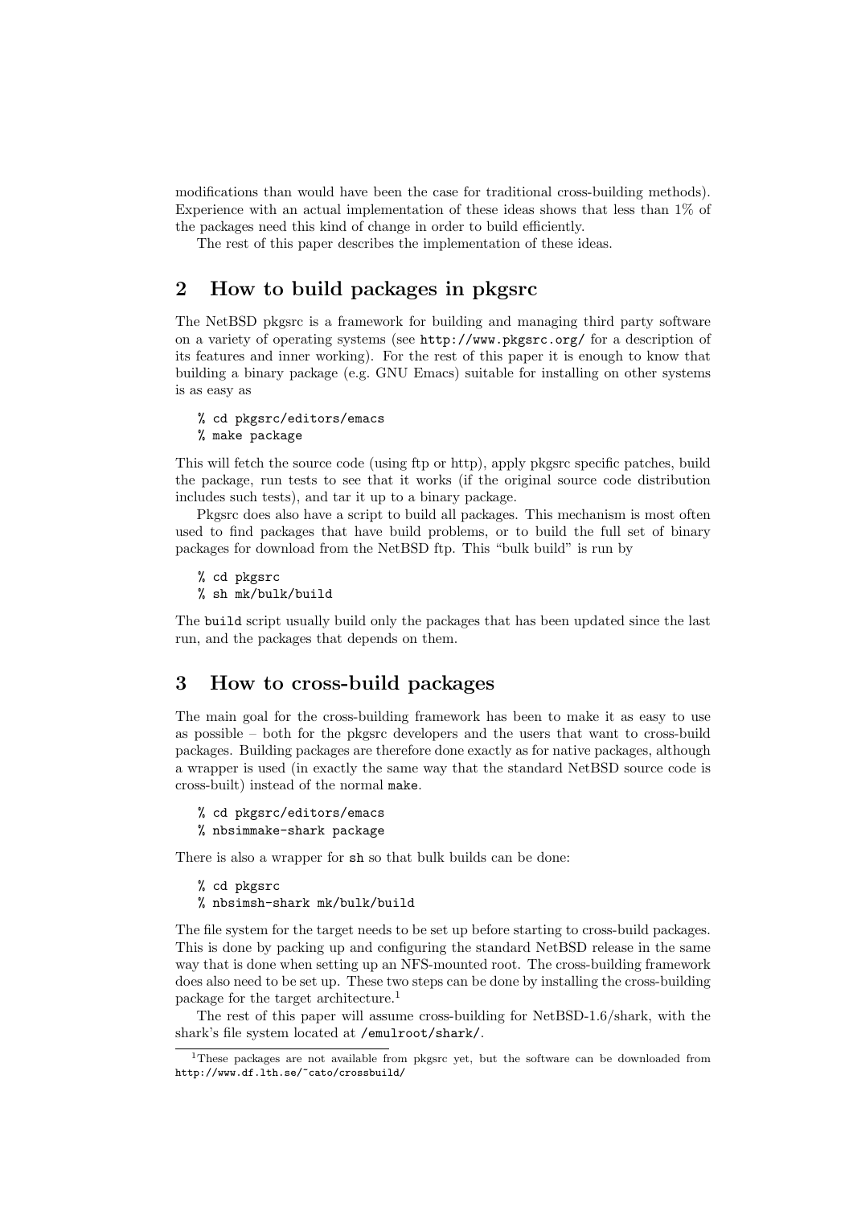modifications than would have been the case for traditional cross-building methods). Experience with an actual implementation of these ideas shows that less than 1% of the packages need this kind of change in order to build efficiently.

The rest of this paper describes the implementation of these ideas.

## 2 How to build packages in pkgsrc

The NetBSD pkgsrc is a framework for building and managing third party software on a variety of operating systems (see `http://www.pkgsrc.org/` for a description of its features and inner working). For the rest of this paper it is enough to know that building a binary package (e.g. GNU Emacs) suitable for installing on other systems is as easy as

```
% cd pkgsrc/editors/emacs
% make package
```

This will fetch the source code (using ftp or http), apply pkgsrc specific patches, build the package, run tests to see that it works (if the original source code distribution includes such tests), and tar it up to a binary package.

Pkgsrc does also have a script to build all packages. This mechanism is most often used to find packages that have build problems, or to build the full set of binary packages for download from the NetBSD ftp. This "bulk build" is run by

```
% cd pkgsrc
% sh mk/bulk/build
```

The `build` script usually build only the packages that has been updated since the last run, and the packages that depends on them.

## 3 How to cross-build packages

The main goal for the cross-building framework has been to make it as easy to use as possible – both for the pkgsrc developers and the users that want to cross-build packages. Building packages are therefore done exactly as for native packages, although a wrapper is used (in exactly the same way that the standard NetBSD source code is cross-built) instead of the normal `make`.

```
% cd pkgsrc/editors/emacs
% nbsimmake-shark package
```

There is also a wrapper for `sh` so that bulk builds can be done:

```
% cd pkgsrc
% nbsimsh-shark mk/bulk/build
```

The file system for the target needs to be set up before starting to cross-build packages. This is done by packing up and configuring the standard NetBSD release in the same way that is done when setting up an NFS-mounted root. The cross-building framework does also need to be set up. These two steps can be done by installing the cross-building package for the target architecture.[1]

The rest of this paper will assume cross-building for NetBSD-1.6/shark, with the shark's file system located at `/emulroot/shark/`.

[1] These packages are not available from pkgsrc yet, but the software can be downloaded from `http://www.df.lth.se/~cato/crossbuild/`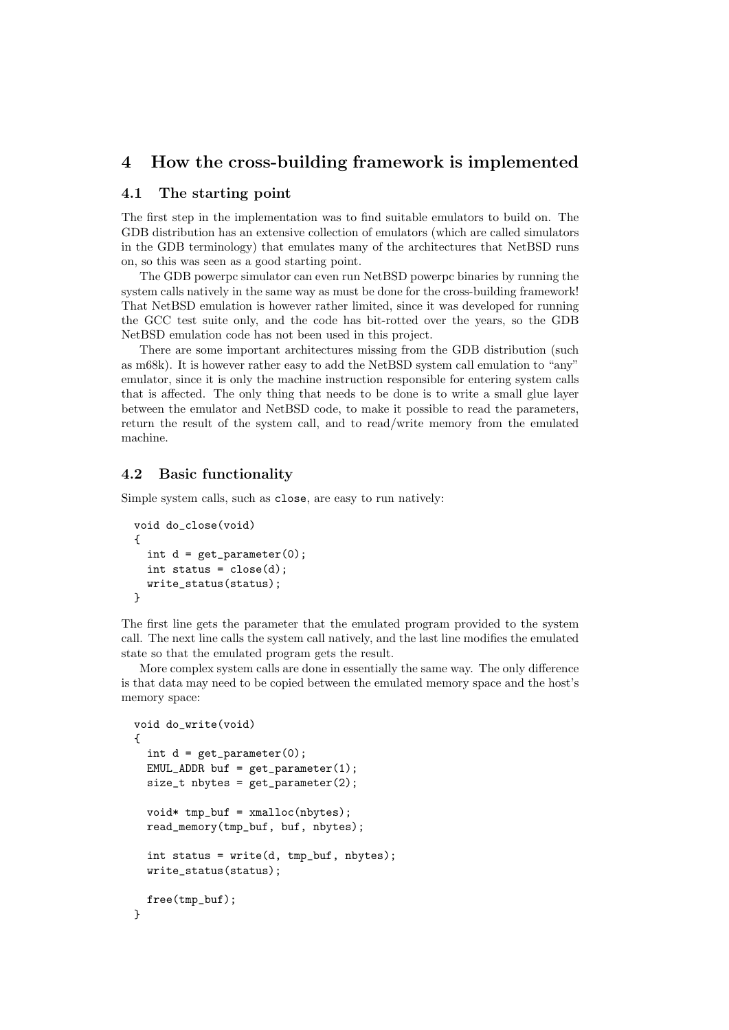## 4 How the cross-building framework is implemented

### 4.1 The starting point

The first step in the implementation was to find suitable emulators to build on. The GDB distribution has an extensive collection of emulators (which are called simulators in the GDB terminology) that emulates many of the architectures that NetBSD runs on, so this was seen as a good starting point.

The GDB powerpc simulator can even run NetBSD powerpc binaries by running the system calls natively in the same way as must be done for the cross-building framework! That NetBSD emulation is however rather limited, since it was developed for running the GCC test suite only, and the code has bit-rotted over the years, so the GDB NetBSD emulation code has not been used in this project.

There are some important architectures missing from the GDB distribution (such as m68k). It is however rather easy to add the NetBSD system call emulation to "any" emulator, since it is only the machine instruction responsible for entering system calls that is affected. The only thing that needs to be done is to write a small glue layer between the emulator and NetBSD code, to make it possible to read the parameters, return the result of the system call, and to read/write memory from the emulated machine.

### 4.2 Basic functionality

Simple system calls, such as `close`, are easy to run natively:

```
void do_close(void)
{
  int d = get_parameter(0);
  int status = close(d);
  write_status(status);
}
```

The first line gets the parameter that the emulated program provided to the system call. The next line calls the system call natively, and the last line modifies the emulated state so that the emulated program gets the result.

More complex system calls are done in essentially the same way. The only difference is that data may need to be copied between the emulated memory space and the host's memory space:

```
void do_write(void)
{
  int d = get_parameter(0);
  EMUL_ADDR buf = get_parameter(1);
  size_t nbytes = get_parameter(2);

  void* tmp_buf = xmalloc(nbytes);
  read_memory(tmp_buf, buf, nbytes);

  int status = write(d, tmp_buf, nbytes);
  write_status(status);

  free(tmp_buf);
}
```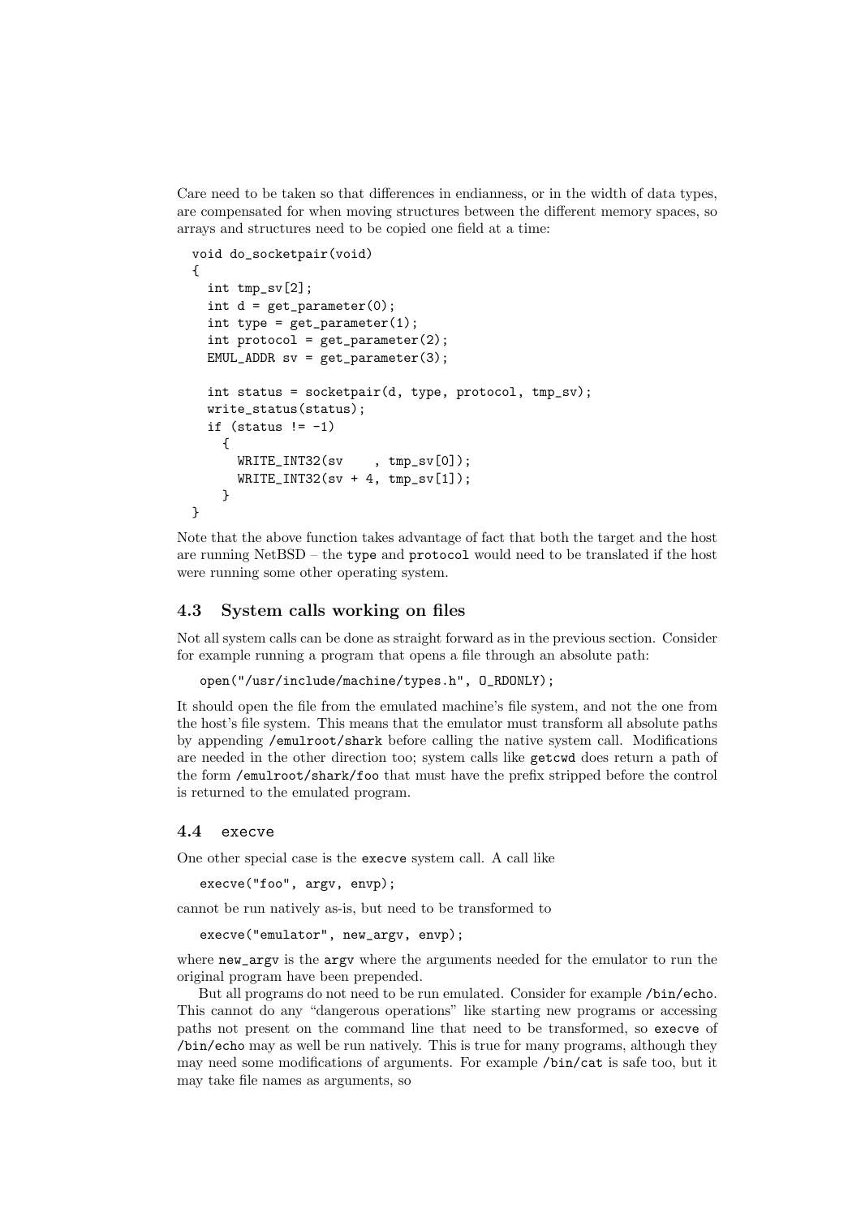Care need to be taken so that differences in endianness, or in the width of data types, are compensated for when moving structures between the different memory spaces, so arrays and structures need to be copied one field at a time:

```
void do_socketpair(void)
{
  int tmp_sv[2];
  int d = get_parameter(0);
  int type = get_parameter(1);
  int protocol = get_parameter(2);
  EMUL_ADDR sv = get_parameter(3);

  int status = socketpair(d, type, protocol, tmp_sv);
  write_status(status);
  if (status != -1)
    {
      WRITE_INT32(sv    , tmp_sv[0]);
      WRITE_INT32(sv + 4, tmp_sv[1]);
    }
}
```

Note that the above function takes advantage of fact that both the target and the host are running NetBSD – the `type` and `protocol` would need to be translated if the host were running some other operating system.

### 4.3 System calls working on files

Not all system calls can be done as straight forward as in the previous section. Consider for example running a program that opens a file through an absolute path:

```
open("/usr/include/machine/types.h", O_RDONLY);
```

It should open the file from the emulated machine's file system, and not the one from the host's file system. This means that the emulator must transform all absolute paths by appending `/emulroot/shark` before calling the native system call. Modifications are needed in the other direction too; system calls like `getcwd` does return a path of the form `/emulroot/shark/foo` that must have the prefix stripped before the control is returned to the emulated program.

### 4.4 `execve`

One other special case is the `execve` system call. A call like

```
execve("foo", argv, envp);
```

cannot be run natively as-is, but need to be transformed to

```
execve("emulator", new_argv, envp);
```

where `new_argv` is the `argv` where the arguments needed for the emulator to run the original program have been prepended.

But all programs do not need to be run emulated. Consider for example `/bin/echo`. This cannot do any "dangerous operations" like starting new programs or accessing paths not present on the command line that need to be transformed, so `execve` of `/bin/echo` may as well be run natively. This is true for many programs, although they may need some modifications of arguments. For example `/bin/cat` is safe too, but it may take file names as arguments, so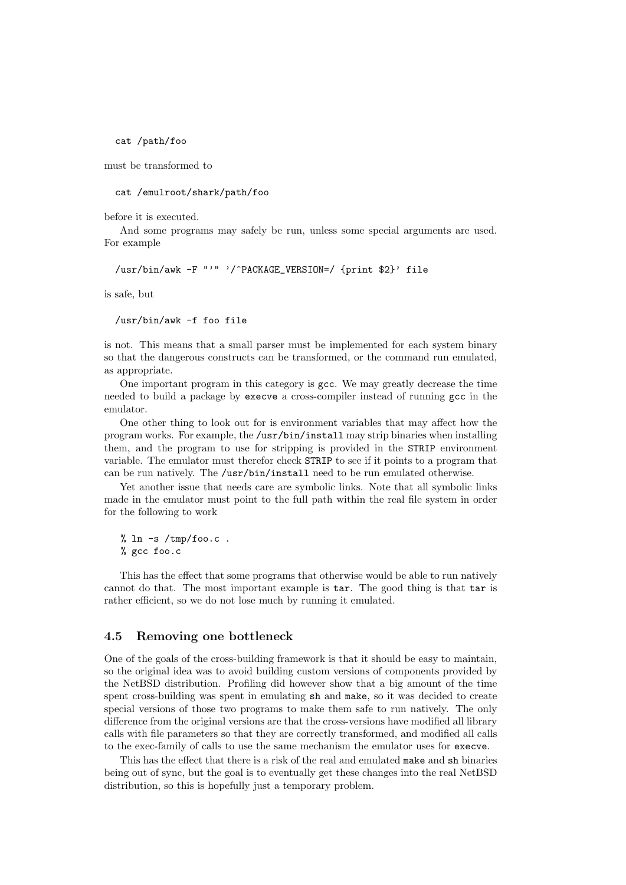```
cat /path/foo
```

must be transformed to

```
cat /emulroot/shark/path/foo
```

before it is executed.

And some programs may safely be run, unless some special arguments are used. For example

```
/usr/bin/awk -F "'" '/^PACKAGE_VERSION=/ {print $2}' file
```

is safe, but

```
/usr/bin/awk -f foo file
```

is not. This means that a small parser must be implemented for each system binary so that the dangerous constructs can be transformed, or the command run emulated, as appropriate.

One important program in this category is `gcc`. We may greatly decrease the time needed to build a package by `execve` a cross-compiler instead of running `gcc` in the emulator.

One other thing to look out for is environment variables that may affect how the program works. For example, the `/usr/bin/install` may strip binaries when installing them, and the program to use for stripping is provided in the `STRIP` environment variable. The emulator must therefor check `STRIP` to see if it points to a program that can be run natively. The `/usr/bin/install` need to be run emulated otherwise.

Yet another issue that needs care are symbolic links. Note that all symbolic links made in the emulator must point to the full path within the real file system in order for the following to work

```
% ln -s /tmp/foo.c .
% gcc foo.c
```

This has the effect that some programs that otherwise would be able to run natively cannot do that. The most important example is `tar`. The good thing is that `tar` is rather efficient, so we do not lose much by running it emulated.

### 4.5 Removing one bottleneck

One of the goals of the cross-building framework is that it should be easy to maintain, so the original idea was to avoid building custom versions of components provided by the NetBSD distribution. Profiling did however show that a big amount of the time spent cross-building was spent in emulating `sh` and `make`, so it was decided to create special versions of those two programs to make them safe to run natively. The only difference from the original versions are that the cross-versions have modified all library calls with file parameters so that they are correctly transformed, and modified all calls to the exec-family of calls to use the same mechanism the emulator uses for `execve`.

This has the effect that there is a risk of the real and emulated `make` and `sh` binaries being out of sync, but the goal is to eventually get these changes into the real NetBSD distribution, so this is hopefully just a temporary problem.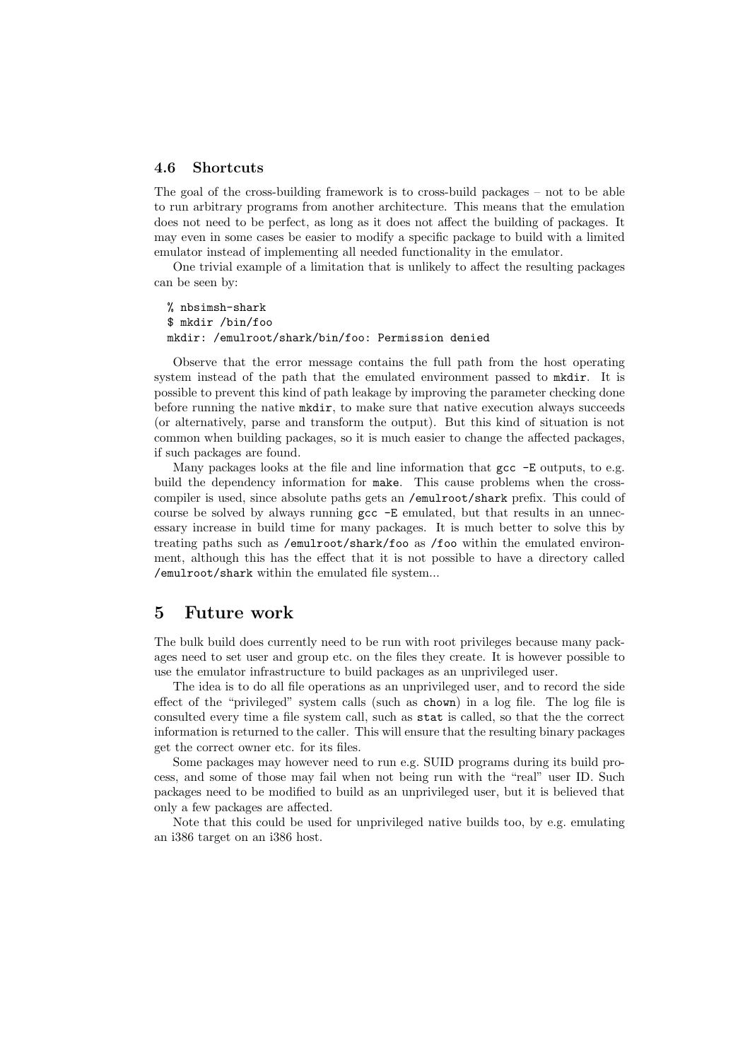### 4.6 Shortcuts

The goal of the cross-building framework is to cross-build packages – not to be able to run arbitrary programs from another architecture. This means that the emulation does not need to be perfect, as long as it does not affect the building of packages. It may even in some cases be easier to modify a specific package to build with a limited emulator instead of implementing all needed functionality in the emulator.

One trivial example of a limitation that is unlikely to affect the resulting packages can be seen by:

```
% nbsimsh-shark
$ mkdir /bin/foo
mkdir: /emulroot/shark/bin/foo: Permission denied
```

Observe that the error message contains the full path from the host operating system instead of the path that the emulated environment passed to `mkdir`. It is possible to prevent this kind of path leakage by improving the parameter checking done before running the native `mkdir`, to make sure that native execution always succeeds (or alternatively, parse and transform the output). But this kind of situation is not common when building packages, so it is much easier to change the affected packages, if such packages are found.

Many packages looks at the file and line information that `gcc -E` outputs, to e.g. build the dependency information for `make`. This cause problems when the cross-compiler is used, since absolute paths gets an `/emulroot/shark` prefix. This could of course be solved by always running `gcc -E` emulated, but that results in an unnecessary increase in build time for many packages. It is much better to solve this by treating paths such as `/emulroot/shark/foo` as `/foo` within the emulated environment, although this has the effect that it is not possible to have a directory called `/emulroot/shark` within the emulated file system...

## 5 Future work

The bulk build does currently need to be run with root privileges because many packages need to set user and group etc. on the files they create. It is however possible to use the emulator infrastructure to build packages as an unprivileged user.

The idea is to do all file operations as an unprivileged user, and to record the side effect of the "privileged" system calls (such as `chown`) in a log file. The log file is consulted every time a file system call, such as `stat` is called, so that the the correct information is returned to the caller. This will ensure that the resulting binary packages get the correct owner etc. for its files.

Some packages may however need to run e.g. SUID programs during its build process, and some of those may fail when not being run with the "real" user ID. Such packages need to be modified to build as an unprivileged user, but it is believed that only a few packages are affected.

Note that this could be used for unprivileged native builds too, by e.g. emulating an i386 target on an i386 host.